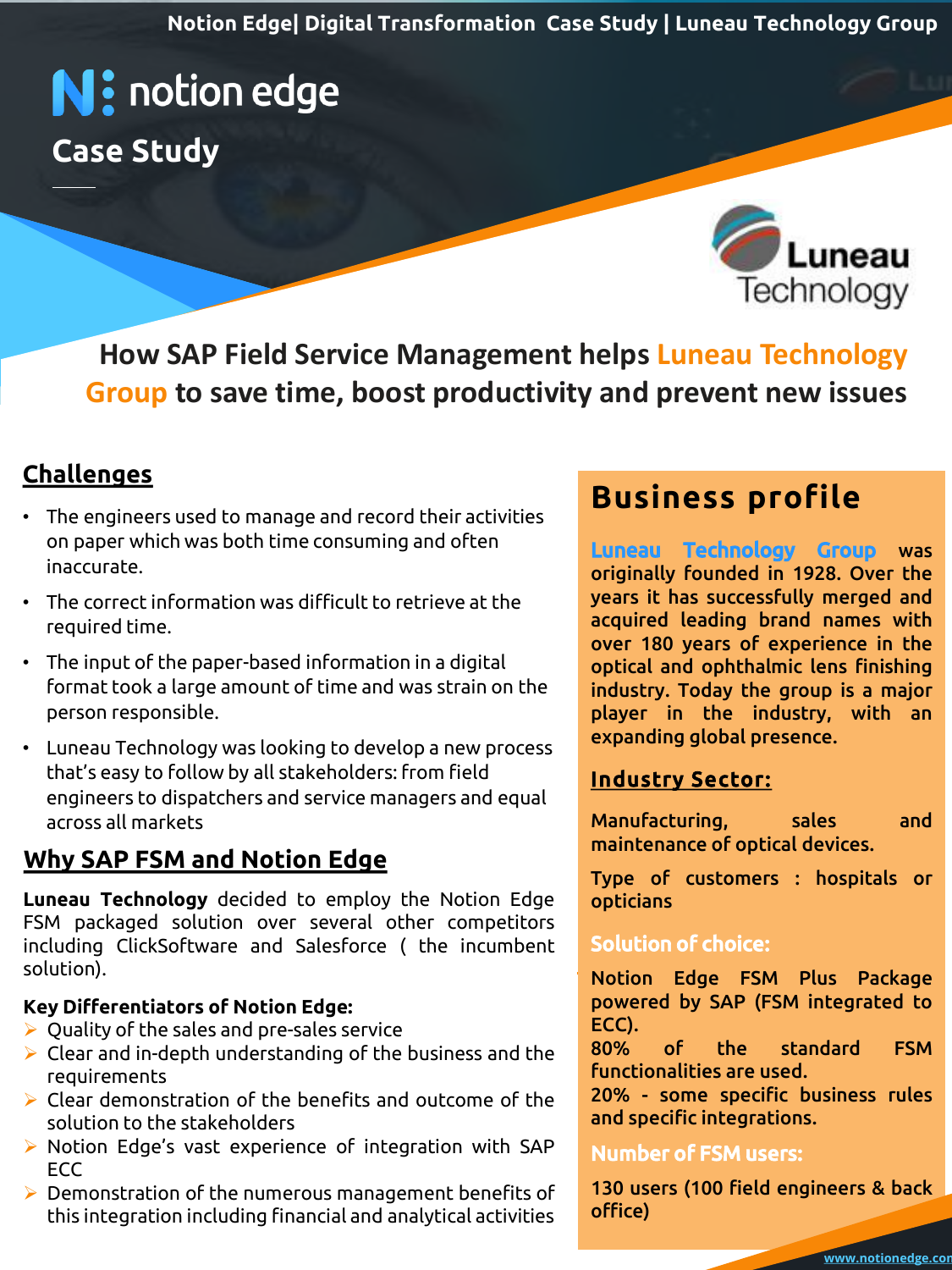# Case Study

## How SAP Field Service Management helps Luneau Technology Group to save time, boost productivity and prevent new issues

## Challenges

- The engineers used to manage and record their activities on paper which was both time consuming and often inaccurate.
- The correct information was difficult to retrieve at the required time.
- The input of the paper-based information in a digital format took a large amount of time and was strain on the person responsible.
- Luneau Technology was looking to develop a new process that's easy to follow by all stakeholders: from field engineers to dispatchers and service managers and equal across all markets

## Why SAP FSM and Notion Edge

**Luneau Technology** decided to employ the Notion Edge FSM packaged solution over several other competitors including ClickSoftware and Salesforce ( the incumbent solution).

**Key Differentiators of Notion Edge:**

- Quality of the sales and pre-sales service
- Clear and in-depth understanding of the business and the requirements
- Clear demonstration of the benefits and outcome of the solution to the stakeholders
- Notion Edge's vast experience of integration with SAP ECC
- Demonstration of the numerous management benefits of this integration including financial and analytical activities

## Business profile

Luneau Technology Group was originally founded in 1928. Over the years it has successfully merged and acquired leading brand names with over 180 years of experience in the optical and ophthalmic lens finishing industry. Today the group is a major player in the industry, with an expanding global presence.

### Industry Sector:

Manufacturing, sales and maintenance of optical devices.

Type of customers : hospitals or opticians

### Solution of choice:

Notion Edge FSM Plus Package powered by SAP (FSM integrated to ECC).
80% of the standard FSM functionalities are used.
20% - some specific business rules and specific integrations.

### Number of FSM users:

130 users (100 field engineers & back office)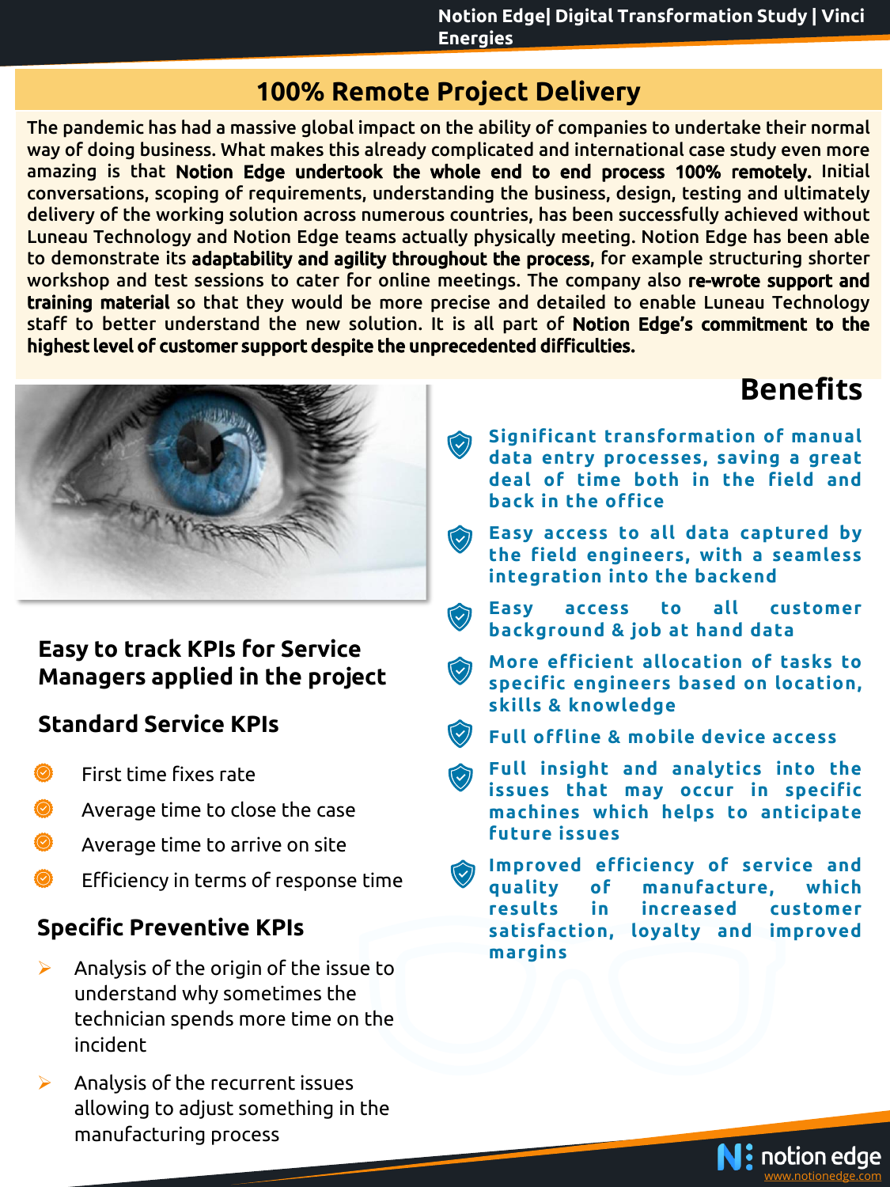## 100% Remote Project Delivery

The pandemic has had a massive global impact on the ability of companies to undertake their normal way of doing business. What makes this already complicated and international case study even more amazing is that **Notion Edge undertook the whole end to end process 100% remotely.** Initial conversations, scoping of requirements, understanding the business, design, testing and ultimately delivery of the working solution across numerous countries, has been successfully achieved without Luneau Technology and Notion Edge teams actually physically meeting. Notion Edge has been able to demonstrate its **adaptability and agility throughout the process**, for example structuring shorter workshop and test sessions to cater for online meetings. The company also **re-wrote support and training material** so that they would be more precise and detailed to enable Luneau Technology staff to better understand the new solution. It is all part of **Notion Edge's commitment to the highest level of customer support despite the unprecedented difficulties.**

### Easy to track KPIs for Service Managers applied in the project

#### Standard Service KPIs

- First time fixes rate
- Average time to close the case
- Average time to arrive on site
- Efficiency in terms of response time

#### Specific Preventive KPIs

- Analysis of the origin of the issue to understand why sometimes the technician spends more time on the incident
- Analysis of the recurrent issues allowing to adjust something in the manufacturing process

## Benefits

- Significant transformation of manual data entry processes, saving a great deal of time both in the field and back in the office
- Easy access to all data captured by the field engineers, with a seamless integration into the backend
- Easy access to all customer background & job at hand data
- More efficient allocation of tasks to specific engineers based on location, skills & knowledge
- Full offline & mobile device access
- Full insight and analytics into the issues that may occur in specific machines which helps to anticipate future issues
- Improved efficiency of service and quality of manufacture, which results in increased customer satisfaction, loyalty and improved margins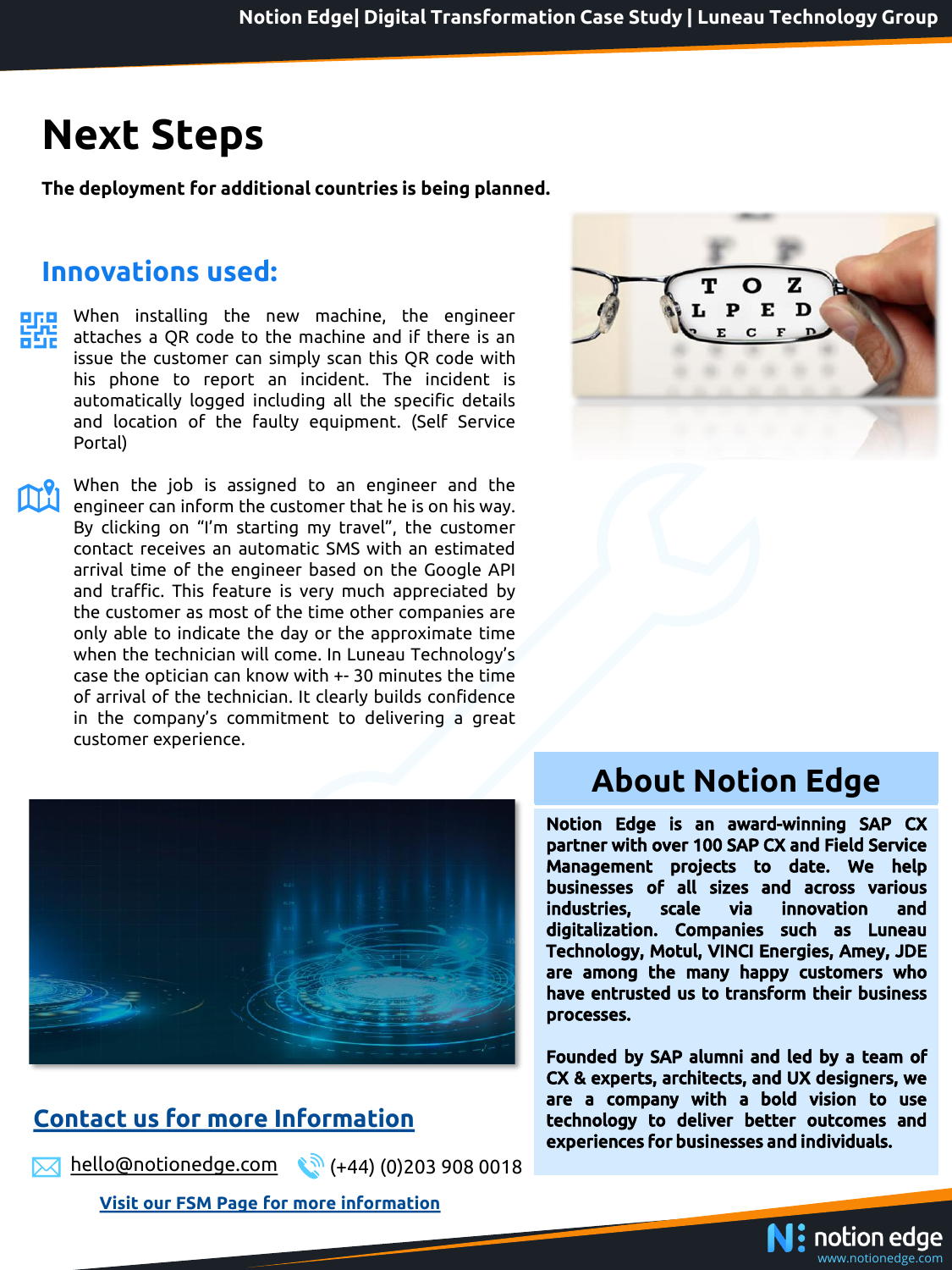# Next Steps

**The deployment for additional countries is being planned.**

## Innovations used:

When installing the new machine, the engineer attaches a QR code to the machine and if there is an issue the customer can simply scan this QR code with his phone to report an incident. The incident is automatically logged including all the specific details and location of the faulty equipment. (Self Service Portal)

When the job is assigned to an engineer and the engineer can inform the customer that he is on his way. By clicking on "I'm starting my travel", the customer contact receives an automatic SMS with an estimated arrival time of the engineer based on the Google API and traffic. This feature is very much appreciated by the customer as most of the time other companies are only able to indicate the day or the approximate time when the technician will come. In Luneau Technology's case the optician can know with +- 30 minutes the time of arrival of the technician. It clearly builds confidence in the company's commitment to delivering a great customer experience.

## About Notion Edge

**Notion Edge is an award-winning SAP CX partner with over 100 SAP CX and Field Service Management projects to date. We help businesses of all sizes and across various industries, scale via innovation and digitalization. Companies such as Luneau Technology, Motul, VINCI Energies, Amey, JDE are among the many happy customers who have entrusted us to transform their business processes.**

**Founded by SAP alumni and led by a team of CX & experts, architects, and UX designers, we are a company with a bold vision to use technology to deliver better outcomes and experiences for businesses and individuals.**

## Contact us for more Information

hello@notionedge.com (+44) (0)203 908 0018

Visit our FSM Page for more information

notion edge
www.notionedge.com